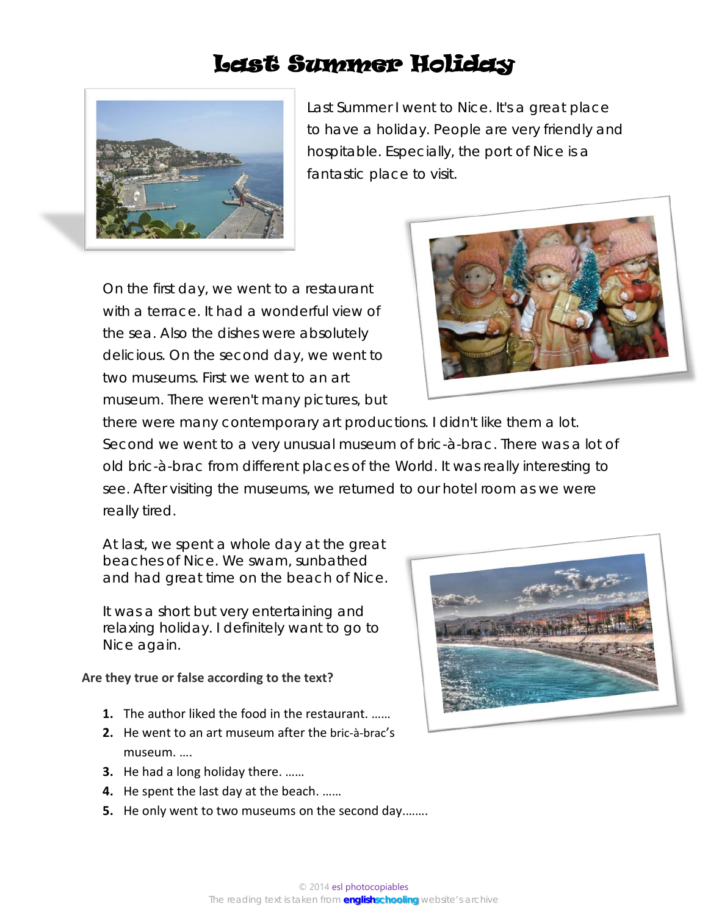# Last Summer Holiday

Last Summer I went to Nice. It's a great place to have a holiday. People are very friendly and hospitable. Especially, the port of Nice is a fantastic place to visit.

On the first day, we went to a restaurant with a terrace. It had a wonderful view of the sea. Also the dishes were absolutely delicious. On the second day, we went to two museums. First we went to an art museum. There weren't many pictures, but there were many contemporary art productions. I didn't like them a lot. Second we went to a very unusual museum of bric-à-brac. There was a lot of old bric-à-brac from different places of the World. It was really interesting to see. After visiting the museums, we returned to our hotel room as we were really tired.

At last, we spent a whole day at the great beaches of Nice. We swam, sunbathed and had great time on the beach of Nice.

It was a short but very entertaining and relaxing holiday. I definitely want to go to Nice again.

**Are they true or false according to the text?**

1. The author liked the food in the restaurant. ……
2. He went to an art museum after the bric-à-brac's museum. ….
3. He had a long holiday there. ……
4. He spent the last day at the beach. ……
5. He only went to two museums on the second day……..

© 2014 esl photocopiables
The reading text is taken from **englishschooling** website's archive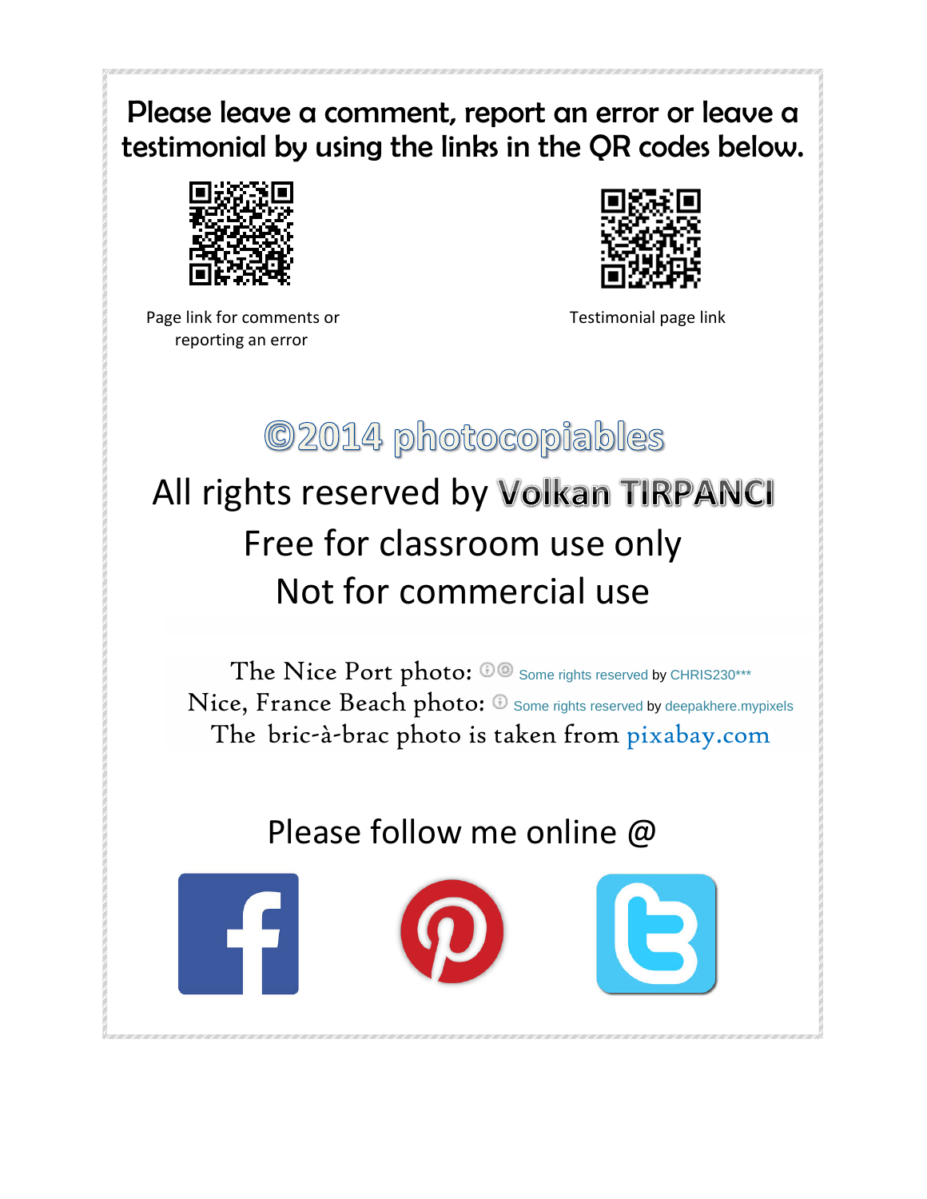**Please leave a comment, report an error or leave a testimonial by using the links in the QR codes below.**

Page link for comments or reporting an error

Testimonial page link

©2014 photocopiables

All rights reserved by **Volkan TIRPANCI**

Free for classroom use only

Not for commercial use

The Nice Port photo: Some rights reserved by CHRIS230***

Nice, France Beach photo: Some rights reserved by deepakhere.mypixels

The bric-à-brac photo is taken from pixabay.com

Please follow me online @